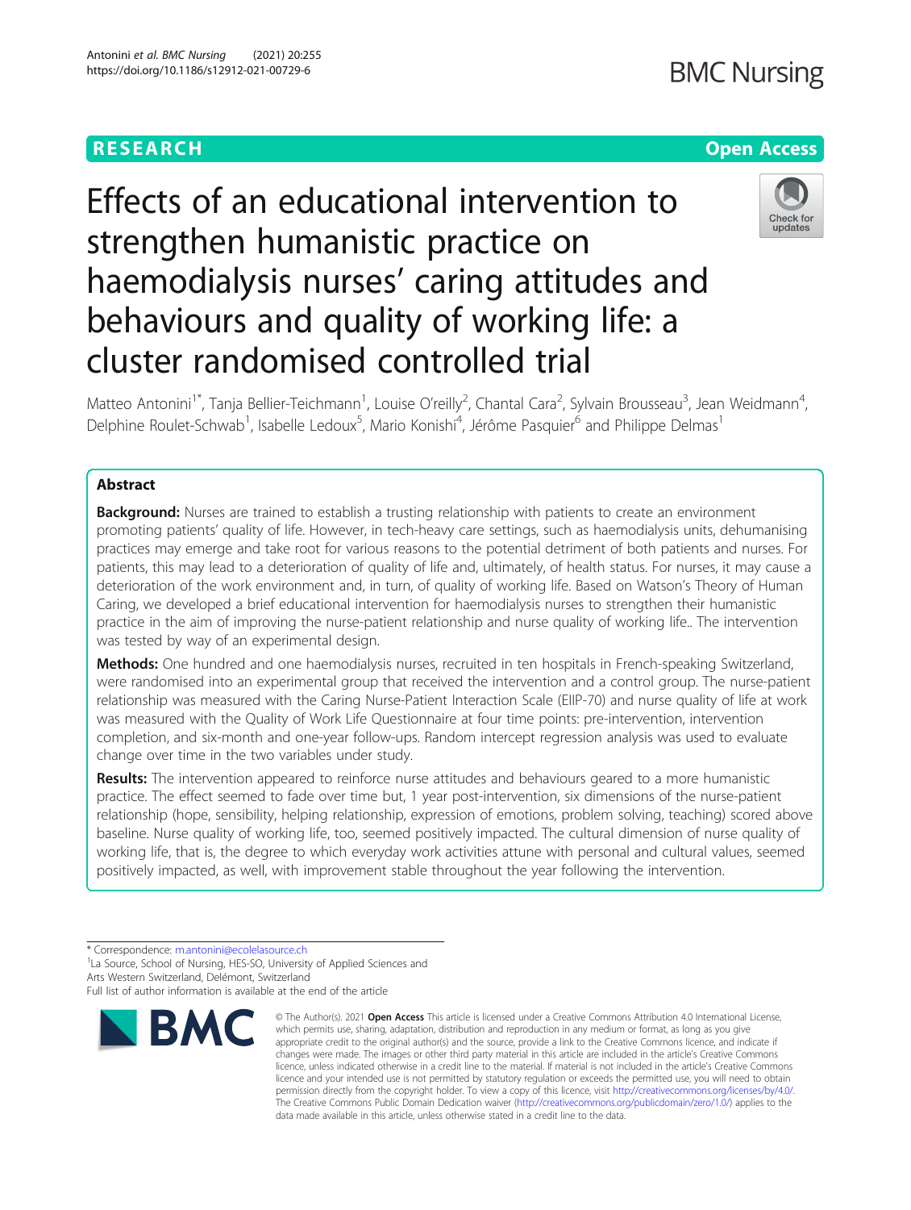RESEARCH **Open Access**

# Effects of an educational intervention to strengthen humanistic practice on haemodialysis nurses' caring attitudes and behaviours and quality of working life: a cluster randomised controlled trial

Matteo Antonini[1*], Tanja Bellier-Teichmann[1], Louise O'reilly[2], Chantal Cara[2], Sylvain Brousseau[3], Jean Weidmann[4], Delphine Roulet-Schwab[1], Isabelle Ledoux[5], Mario Konishi[4], Jérôme Pasquier[6] and Philippe Delmas[1]

## Abstract

**Background:** Nurses are trained to establish a trusting relationship with patients to create an environment promoting patients' quality of life. However, in tech-heavy care settings, such as haemodialysis units, dehumanising practices may emerge and take root for various reasons to the potential detriment of both patients and nurses. For patients, this may lead to a deterioration of quality of life and, ultimately, of health status. For nurses, it may cause a deterioration of the work environment and, in turn, of quality of working life. Based on Watson's Theory of Human Caring, we developed a brief educational intervention for haemodialysis nurses to strengthen their humanistic practice in the aim of improving the nurse-patient relationship and nurse quality of working life.. The intervention was tested by way of an experimental design.

**Methods:** One hundred and one haemodialysis nurses, recruited in ten hospitals in French-speaking Switzerland, were randomised into an experimental group that received the intervention and a control group. The nurse-patient relationship was measured with the Caring Nurse-Patient Interaction Scale (EIIP-70) and nurse quality of life at work was measured with the Quality of Work Life Questionnaire at four time points: pre-intervention, intervention completion, and six-month and one-year follow-ups. Random intercept regression analysis was used to evaluate change over time in the two variables under study.

**Results:** The intervention appeared to reinforce nurse attitudes and behaviours geared to a more humanistic practice. The effect seemed to fade over time but, 1 year post-intervention, six dimensions of the nurse-patient relationship (hope, sensibility, helping relationship, expression of emotions, problem solving, teaching) scored above baseline. Nurse quality of working life, too, seemed positively impacted. The cultural dimension of nurse quality of working life, that is, the degree to which everyday work activities attune with personal and cultural values, seemed positively impacted, as well, with improvement stable throughout the year following the intervention.

* Correspondence: m.antonini@ecolelasource.ch
[1]La Source, School of Nursing, HES-SO, University of Applied Sciences and Arts Western Switzerland, Delémont, Switzerland
Full list of author information is available at the end of the article

© The Author(s). 2021 **Open Access** This article is licensed under a Creative Commons Attribution 4.0 International License, which permits use, sharing, adaptation, distribution and reproduction in any medium or format, as long as you give appropriate credit to the original author(s) and the source, provide a link to the Creative Commons licence, and indicate if changes were made. The images or other third party material in this article are included in the article's Creative Commons licence, unless indicated otherwise in a credit line to the material. If material is not included in the article's Creative Commons licence and your intended use is not permitted by statutory regulation or exceeds the permitted use, you will need to obtain permission directly from the copyright holder. To view a copy of this licence, visit http://creativecommons.org/licenses/by/4.0/. The Creative Commons Public Domain Dedication waiver (http://creativecommons.org/publicdomain/zero/1.0/) applies to the data made available in this article, unless otherwise stated in a credit line to the data.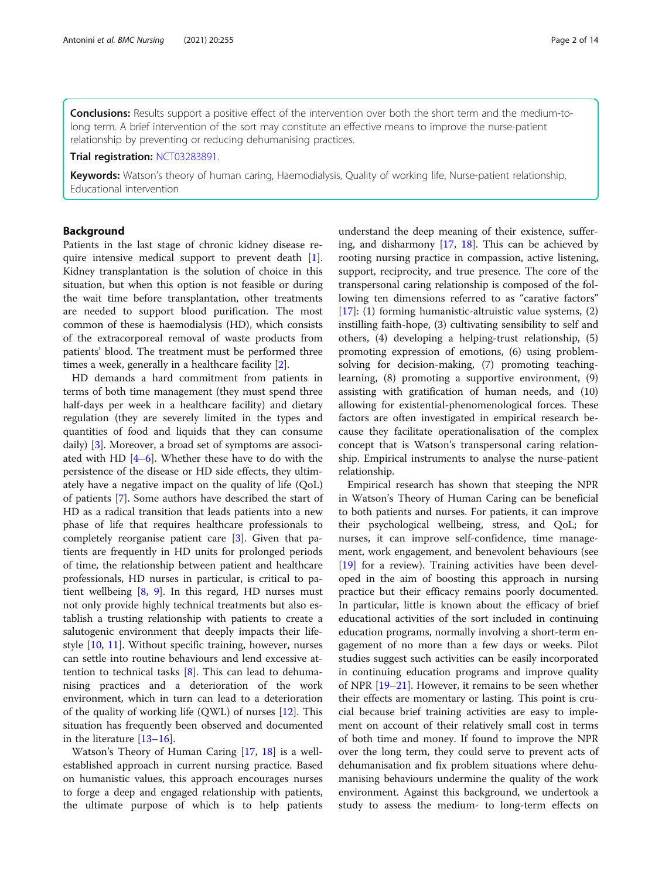**Conclusions:** Results support a positive effect of the intervention over both the short term and the medium-to-long term. A brief intervention of the sort may constitute an effective means to improve the nurse-patient relationship by preventing or reducing dehumanising practices.

**Trial registration:** NCT03283891.

**Keywords:** Watson's theory of human caring, Haemodialysis, Quality of working life, Nurse-patient relationship, Educational intervention

## Background

Patients in the last stage of chronic kidney disease require intensive medical support to prevent death [1]. Kidney transplantation is the solution of choice in this situation, but when this option is not feasible or during the wait time before transplantation, other treatments are needed to support blood purification. The most common of these is haemodialysis (HD), which consists of the extracorporeal removal of waste products from patients' blood. The treatment must be performed three times a week, generally in a healthcare facility [2].

HD demands a hard commitment from patients in terms of both time management (they must spend three half-days per week in a healthcare facility) and dietary regulation (they are severely limited in the types and quantities of food and liquids that they can consume daily) [3]. Moreover, a broad set of symptoms are associated with HD [4–6]. Whether these have to do with the persistence of the disease or HD side effects, they ultimately have a negative impact on the quality of life (QoL) of patients [7]. Some authors have described the start of HD as a radical transition that leads patients into a new phase of life that requires healthcare professionals to completely reorganise patient care [3]. Given that patients are frequently in HD units for prolonged periods of time, the relationship between patient and healthcare professionals, HD nurses in particular, is critical to patient wellbeing [8, 9]. In this regard, HD nurses must not only provide highly technical treatments but also establish a trusting relationship with patients to create a salutogenic environment that deeply impacts their lifestyle [10, 11]. Without specific training, however, nurses can settle into routine behaviours and lend excessive attention to technical tasks [8]. This can lead to dehumanising practices and a deterioration of the work environment, which in turn can lead to a deterioration of the quality of working life (QWL) of nurses [12]. This situation has frequently been observed and documented in the literature [13–16].

Watson's Theory of Human Caring [17, 18] is a well-established approach in current nursing practice. Based on humanistic values, this approach encourages nurses to forge a deep and engaged relationship with patients, the ultimate purpose of which is to help patients understand the deep meaning of their existence, suffering, and disharmony [17, 18]. This can be achieved by rooting nursing practice in compassion, active listening, support, reciprocity, and true presence. The core of the transpersonal caring relationship is composed of the following ten dimensions referred to as "carative factors" [17]: (1) forming humanistic-altruistic value systems, (2) instilling faith-hope, (3) cultivating sensibility to self and others, (4) developing a helping-trust relationship, (5) promoting expression of emotions, (6) using problem-solving for decision-making, (7) promoting teaching-learning, (8) promoting a supportive environment, (9) assisting with gratification of human needs, and (10) allowing for existential-phenomenological forces. These factors are often investigated in empirical research because they facilitate operationalisation of the complex concept that is Watson's transpersonal caring relationship. Empirical instruments to analyse the nurse-patient relationship.

Empirical research has shown that steeping the NPR in Watson's Theory of Human Caring can be beneficial to both patients and nurses. For patients, it can improve their psychological wellbeing, stress, and QoL; for nurses, it can improve self-confidence, time management, work engagement, and benevolent behaviours (see [19] for a review). Training activities have been developed in the aim of boosting this approach in nursing practice but their efficacy remains poorly documented. In particular, little is known about the efficacy of brief educational activities of the sort included in continuing education programs, normally involving a short-term engagement of no more than a few days or weeks. Pilot studies suggest such activities can be easily incorporated in continuing education programs and improve quality of NPR [19–21]. However, it remains to be seen whether their effects are momentary or lasting. This point is crucial because brief training activities are easy to implement on account of their relatively small cost in terms of both time and money. If found to improve the NPR over the long term, they could serve to prevent acts of dehumanisation and fix problem situations where dehumanising behaviours undermine the quality of the work environment. Against this background, we undertook a study to assess the medium- to long-term effects on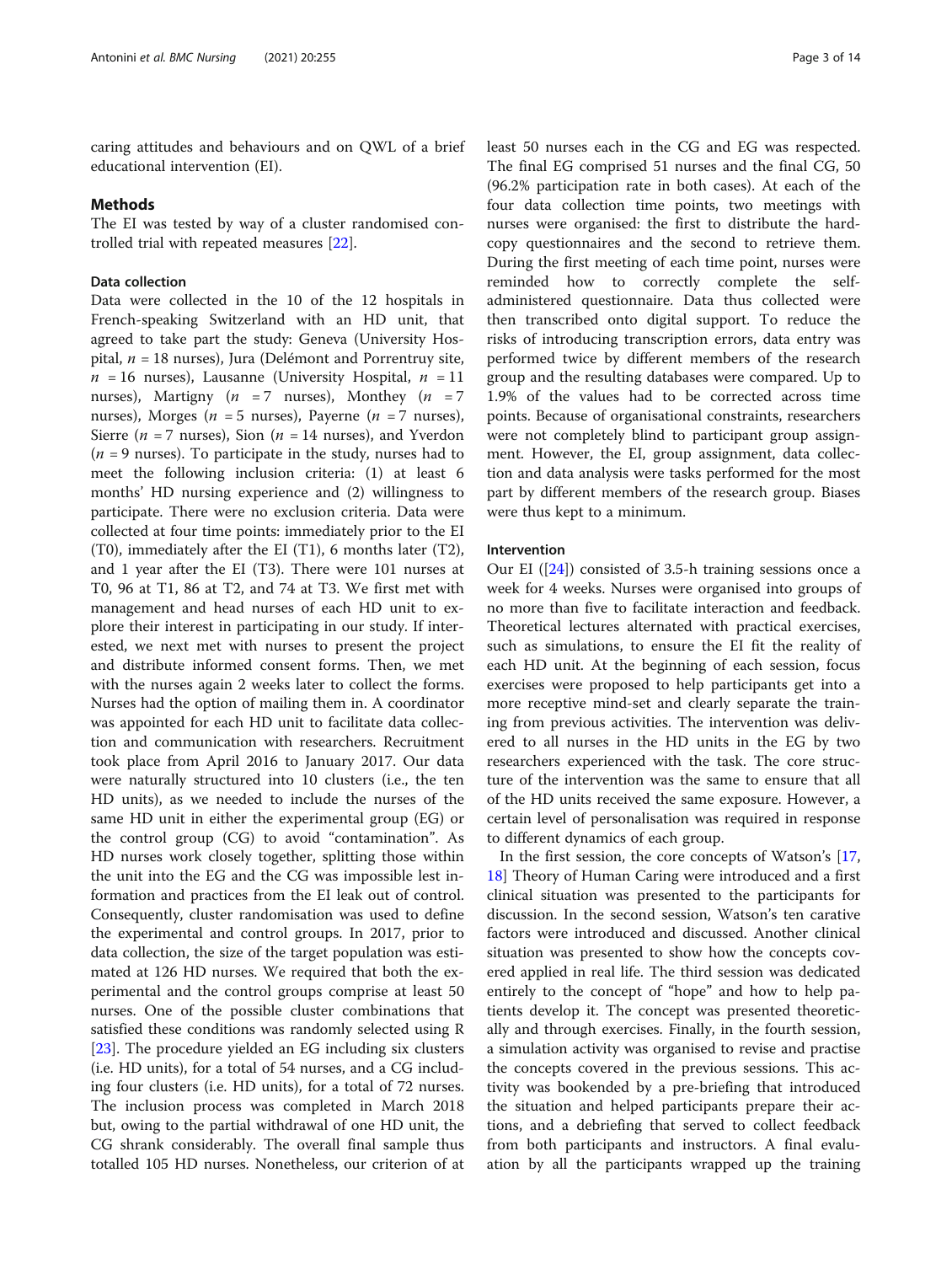caring attitudes and behaviours and on QWL of a brief educational intervention (EI).

## Methods

The EI was tested by way of a cluster randomised controlled trial with repeated measures [22].

### Data collection

Data were collected in the 10 of the 12 hospitals in French-speaking Switzerland with an HD unit, that agreed to take part the study: Geneva (University Hospital, $n$ = 18 nurses), Jura (Delémont and Porrentruy site, $n$ = 16 nurses), Lausanne (University Hospital, $n$ = 11 nurses), Martigny ($n$ = 7 nurses), Monthey ($n$ = 7 nurses), Morges ($n$ = 5 nurses), Payerne ($n$ = 7 nurses), Sierre ($n$ = 7 nurses), Sion ($n$ = 14 nurses), and Yverdon ($n$ = 9 nurses). To participate in the study, nurses had to meet the following inclusion criteria: (1) at least 6 months' HD nursing experience and (2) willingness to participate. There were no exclusion criteria. Data were collected at four time points: immediately prior to the EI (T0), immediately after the EI (T1), 6 months later (T2), and 1 year after the EI (T3). There were 101 nurses at T0, 96 at T1, 86 at T2, and 74 at T3. We first met with management and head nurses of each HD unit to explore their interest in participating in our study. If interested, we next met with nurses to present the project and distribute informed consent forms. Then, we met with the nurses again 2 weeks later to collect the forms. Nurses had the option of mailing them in. A coordinator was appointed for each HD unit to facilitate data collection and communication with researchers. Recruitment took place from April 2016 to January 2017. Our data were naturally structured into 10 clusters (i.e., the ten HD units), as we needed to include the nurses of the same HD unit in either the experimental group (EG) or the control group (CG) to avoid "contamination". As HD nurses work closely together, splitting those within the unit into the EG and the CG was impossible lest information and practices from the EI leak out of control. Consequently, cluster randomisation was used to define the experimental and control groups. In 2017, prior to data collection, the size of the target population was estimated at 126 HD nurses. We required that both the experimental and the control groups comprise at least 50 nurses. One of the possible cluster combinations that satisfied these conditions was randomly selected using R [23]. The procedure yielded an EG including six clusters (i.e. HD units), for a total of 54 nurses, and a CG including four clusters (i.e. HD units), for a total of 72 nurses. The inclusion process was completed in March 2018 but, owing to the partial withdrawal of one HD unit, the CG shrank considerably. The overall final sample thus totalled 105 HD nurses. Nonetheless, our criterion of at least 50 nurses each in the CG and EG was respected. The final EG comprised 51 nurses and the final CG, 50 (96.2% participation rate in both cases). At each of the four data collection time points, two meetings with nurses were organised: the first to distribute the hard-copy questionnaires and the second to retrieve them. During the first meeting of each time point, nurses were reminded how to correctly complete the self-administered questionnaire. Data thus collected were then transcribed onto digital support. To reduce the risks of introducing transcription errors, data entry was performed twice by different members of the research group and the resulting databases were compared. Up to 1.9% of the values had to be corrected across time points. Because of organisational constraints, researchers were not completely blind to participant group assignment. However, the EI, group assignment, data collection and data analysis were tasks performed for the most part by different members of the research group. Biases were thus kept to a minimum.

### Intervention

Our EI ([24]) consisted of 3.5-h training sessions once a week for 4 weeks. Nurses were organised into groups of no more than five to facilitate interaction and feedback. Theoretical lectures alternated with practical exercises, such as simulations, to ensure the EI fit the reality of each HD unit. At the beginning of each session, focus exercises were proposed to help participants get into a more receptive mind-set and clearly separate the training from previous activities. The intervention was delivered to all nurses in the HD units in the EG by two researchers experienced with the task. The core structure of the intervention was the same to ensure that all of the HD units received the same exposure. However, a certain level of personalisation was required in response to different dynamics of each group.

In the first session, the core concepts of Watson's [17, 18] Theory of Human Caring were introduced and a first clinical situation was presented to the participants for discussion. In the second session, Watson's ten carative factors were introduced and discussed. Another clinical situation was presented to show how the concepts covered applied in real life. The third session was dedicated entirely to the concept of "hope" and how to help patients develop it. The concept was presented theoretically and through exercises. Finally, in the fourth session, a simulation activity was organised to revise and practise the concepts covered in the previous sessions. This activity was bookended by a pre-briefing that introduced the situation and helped participants prepare their actions, and a debriefing that served to collect feedback from both participants and instructors. A final evaluation by all the participants wrapped up the training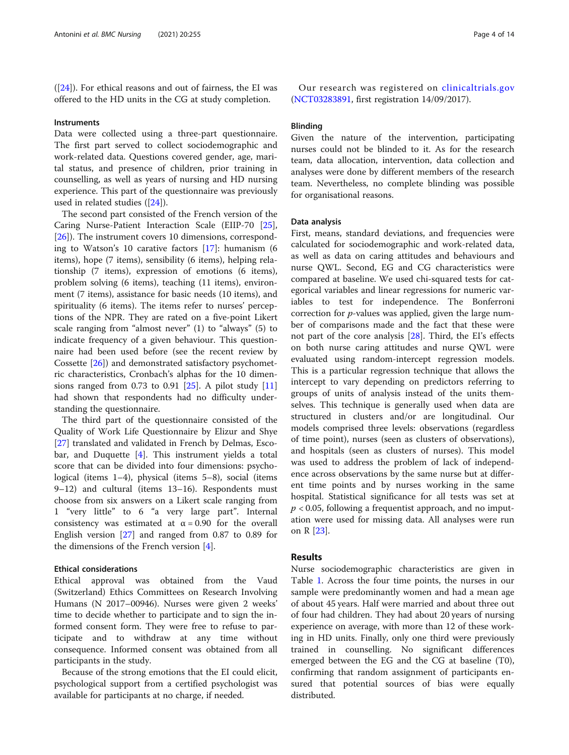([24]). For ethical reasons and out of fairness, the EI was offered to the HD units in the CG at study completion.

### Instruments

Data were collected using a three-part questionnaire. The first part served to collect sociodemographic and work-related data. Questions covered gender, age, marital status, and presence of children, prior training in counselling, as well as years of nursing and HD nursing experience. This part of the questionnaire was previously used in related studies ([24]).

The second part consisted of the French version of the Caring Nurse-Patient Interaction Scale (EIIP-70 [25], [26]). The instrument covers 10 dimensions, corresponding to Watson's 10 carative factors [17]: humanism (6 items), hope (7 items), sensibility (6 items), helping relationship (7 items), expression of emotions (6 items), problem solving (6 items), teaching (11 items), environment (7 items), assistance for basic needs (10 items), and spirituality (6 items). The items refer to nurses' perceptions of the NPR. They are rated on a five-point Likert scale ranging from "almost never" (1) to "always" (5) to indicate frequency of a given behaviour. This questionnaire had been used before (see the recent review by Cossette [26]) and demonstrated satisfactory psychometric characteristics, Cronbach's alphas for the 10 dimensions ranged from 0.73 to 0.91 [25]. A pilot study [11] had shown that respondents had no difficulty understanding the questionnaire.

The third part of the questionnaire consisted of the Quality of Work Life Questionnaire by Elizur and Shye [27] translated and validated in French by Delmas, Escobar, and Duquette [4]. This instrument yields a total score that can be divided into four dimensions: psychological (items 1–4), physical (items 5–8), social (items 9–12) and cultural (items 13–16). Respondents must choose from six answers on a Likert scale ranging from 1 "very little" to 6 "a very large part". Internal consistency was estimated at $\alpha = 0.90$ for the overall English version [27] and ranged from 0.87 to 0.89 for the dimensions of the French version [4].

### Ethical considerations

Ethical approval was obtained from the Vaud (Switzerland) Ethics Committees on Research Involving Humans (N 2017–00946). Nurses were given 2 weeks' time to decide whether to participate and to sign the informed consent form. They were free to refuse to participate and to withdraw at any time without consequence. Informed consent was obtained from all participants in the study.

Because of the strong emotions that the EI could elicit, psychological support from a certified psychologist was available for participants at no charge, if needed.

Our research was registered on clinicaltrials.gov (NCT03283891, first registration 14/09/2017).

### Blinding

Given the nature of the intervention, participating nurses could not be blinded to it. As for the research team, data allocation, intervention, data collection and analyses were done by different members of the research team. Nevertheless, no complete blinding was possible for organisational reasons.

### Data analysis

First, means, standard deviations, and frequencies were calculated for sociodemographic and work-related data, as well as data on caring attitudes and behaviours and nurse QWL. Second, EG and CG characteristics were compared at baseline. We used chi-squared tests for categorical variables and linear regressions for numeric variables to test for independence. The Bonferroni correction for *p*-values was applied, given the large number of comparisons made and the fact that these were not part of the core analysis [28]. Third, the EI's effects on both nurse caring attitudes and nurse QWL were evaluated using random-intercept regression models. This is a particular regression technique that allows the intercept to vary depending on predictors referring to groups of units of analysis instead of the units themselves. This technique is generally used when data are structured in clusters and/or are longitudinal. Our models comprised three levels: observations (regardless of time point), nurses (seen as clusters of observations), and hospitals (seen as clusters of nurses). This model was used to address the problem of lack of independence across observations by the same nurse but at different time points and by nurses working in the same hospital. Statistical significance for all tests was set at $p < 0.05$, following a frequentist approach, and no imputation were used for missing data. All analyses were run on R [23].

## Results

Nurse sociodemographic characteristics are given in Table 1. Across the four time points, the nurses in our sample were predominantly women and had a mean age of about 45 years. Half were married and about three out of four had children. They had about 20 years of nursing experience on average, with more than 12 of these working in HD units. Finally, only one third were previously trained in counselling. No significant differences emerged between the EG and the CG at baseline (T0), confirming that random assignment of participants ensured that potential sources of bias were equally distributed.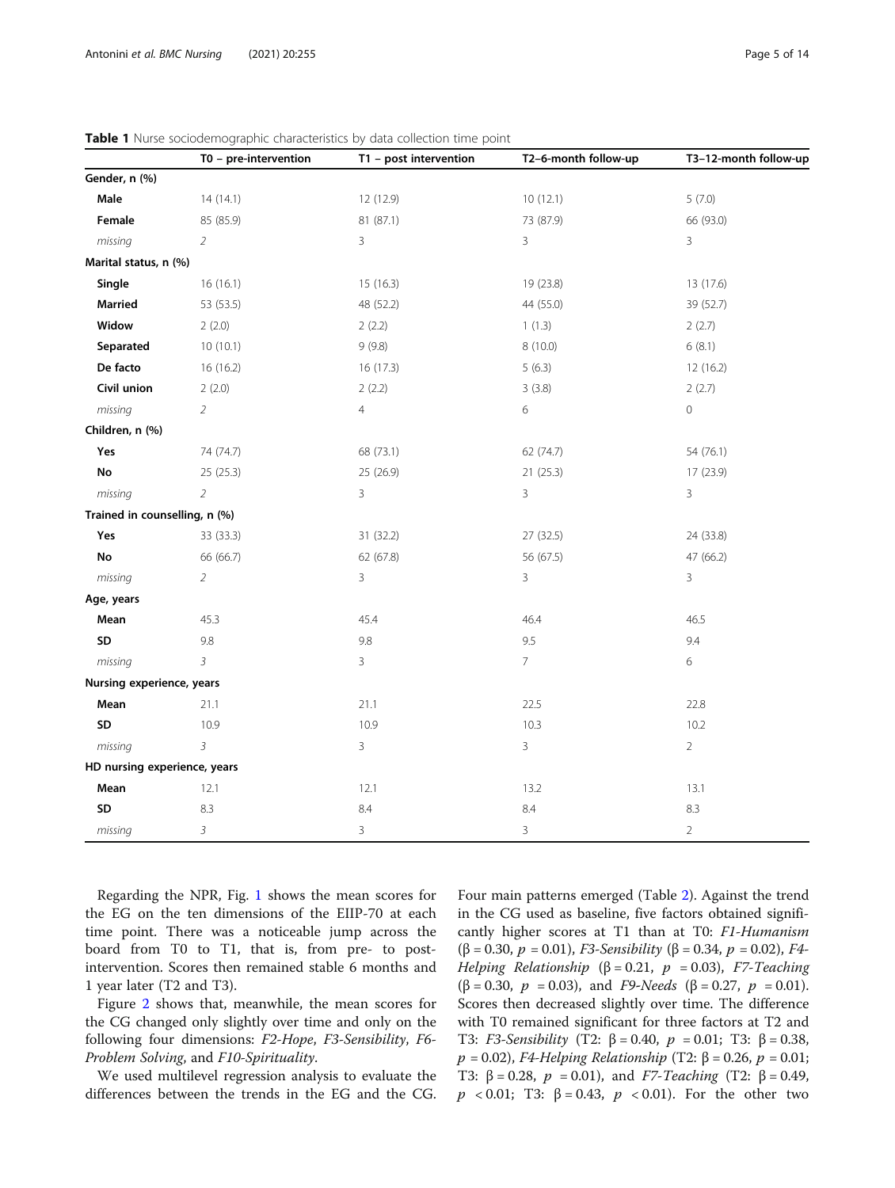**Table 1** Nurse sociodemographic characteristics by data collection time point

| | T0 – pre-intervention | T1 – post intervention | T2–6-month follow-up | T3–12-month follow-up |
|---|---|---|---|---|
| **Gender, n (%)** | | | | |
| **Male** | 14 (14.1) | 12 (12.9) | 10 (12.1) | 5 (7.0) |
| **Female** | 85 (85.9) | 81 (87.1) | 73 (87.9) | 66 (93.0) |
| *missing* | 2 | 3 | 3 | 3 |
| **Marital status, n (%)** | | | | |
| **Single** | 16 (16.1) | 15 (16.3) | 19 (23.8) | 13 (17.6) |
| **Married** | 53 (53.5) | 48 (52.2) | 44 (55.0) | 39 (52.7) |
| **Widow** | 2 (2.0) | 2 (2.2) | 1 (1.3) | 2 (2.7) |
| **Separated** | 10 (10.1) | 9 (9.8) | 8 (10.0) | 6 (8.1) |
| **De facto** | 16 (16.2) | 16 (17.3) | 5 (6.3) | 12 (16.2) |
| **Civil union** | 2 (2.0) | 2 (2.2) | 3 (3.8) | 2 (2.7) |
| *missing* | 2 | 4 | 6 | 0 |
| **Children, n (%)** | | | | |
| **Yes** | 74 (74.7) | 68 (73.1) | 62 (74.7) | 54 (76.1) |
| **No** | 25 (25.3) | 25 (26.9) | 21 (25.3) | 17 (23.9) |
| *missing* | 2 | 3 | 3 | 3 |
| **Trained in counselling, n (%)** | | | | |
| **Yes** | 33 (33.3) | 31 (32.2) | 27 (32.5) | 24 (33.8) |
| **No** | 66 (66.7) | 62 (67.8) | 56 (67.5) | 47 (66.2) |
| *missing* | 2 | 3 | 3 | 3 |
| **Age, years** | | | | |
| **Mean** | 45.3 | 45.4 | 46.4 | 46.5 |
| **SD** | 9.8 | 9.8 | 9.5 | 9.4 |
| *missing* | 3 | 3 | 7 | 6 |
| **Nursing experience, years** | | | | |
| **Mean** | 21.1 | 21.1 | 22.5 | 22.8 |
| **SD** | 10.9 | 10.9 | 10.3 | 10.2 |
| *missing* | 3 | 3 | 3 | 2 |
| **HD nursing experience, years** | | | | |
| **Mean** | 12.1 | 12.1 | 13.2 | 13.1 |
| **SD** | 8.3 | 8.4 | 8.4 | 8.3 |
| *missing* | 3 | 3 | 3 | 2 |

Regarding the NPR, Fig. 1 shows the mean scores for the EG on the ten dimensions of the EIIP-70 at each time point. There was a noticeable jump across the board from T0 to T1, that is, from pre- to post-intervention. Scores then remained stable 6 months and 1 year later (T2 and T3).

Figure 2 shows that, meanwhile, the mean scores for the CG changed only slightly over time and only on the following four dimensions: *F2-Hope*, *F3-Sensibility*, *F6-Problem Solving*, and *F10-Spirituality*.

We used multilevel regression analysis to evaluate the differences between the trends in the EG and the CG. Four main patterns emerged (Table 2). Against the trend in the CG used as baseline, five factors obtained significantly higher scores at T1 than at T0: *F1-Humanism* ($\beta = 0.30$, $p = 0.01$), *F3-Sensibility* ($\beta = 0.34$, $p = 0.02$), *F4-Helping Relationship* ($\beta = 0.21$, $p = 0.03$), *F7-Teaching* ($\beta = 0.30$, $p = 0.03$), and *F9-Needs* ($\beta = 0.27$, $p = 0.01$). Scores then decreased slightly over time. The difference with T0 remained significant for three factors at T2 and T3: *F3-Sensibility* (T2: $\beta = 0.40$, $p = 0.01$; T3: $\beta = 0.38$, $p = 0.02$), *F4-Helping Relationship* (T2: $\beta = 0.26$, $p = 0.01$; T3: $\beta = 0.28$, $p = 0.01$), and *F7-Teaching* (T2: $\beta = 0.49$, $p < 0.01$; T3: $\beta = 0.43$, $p < 0.01$). For the other two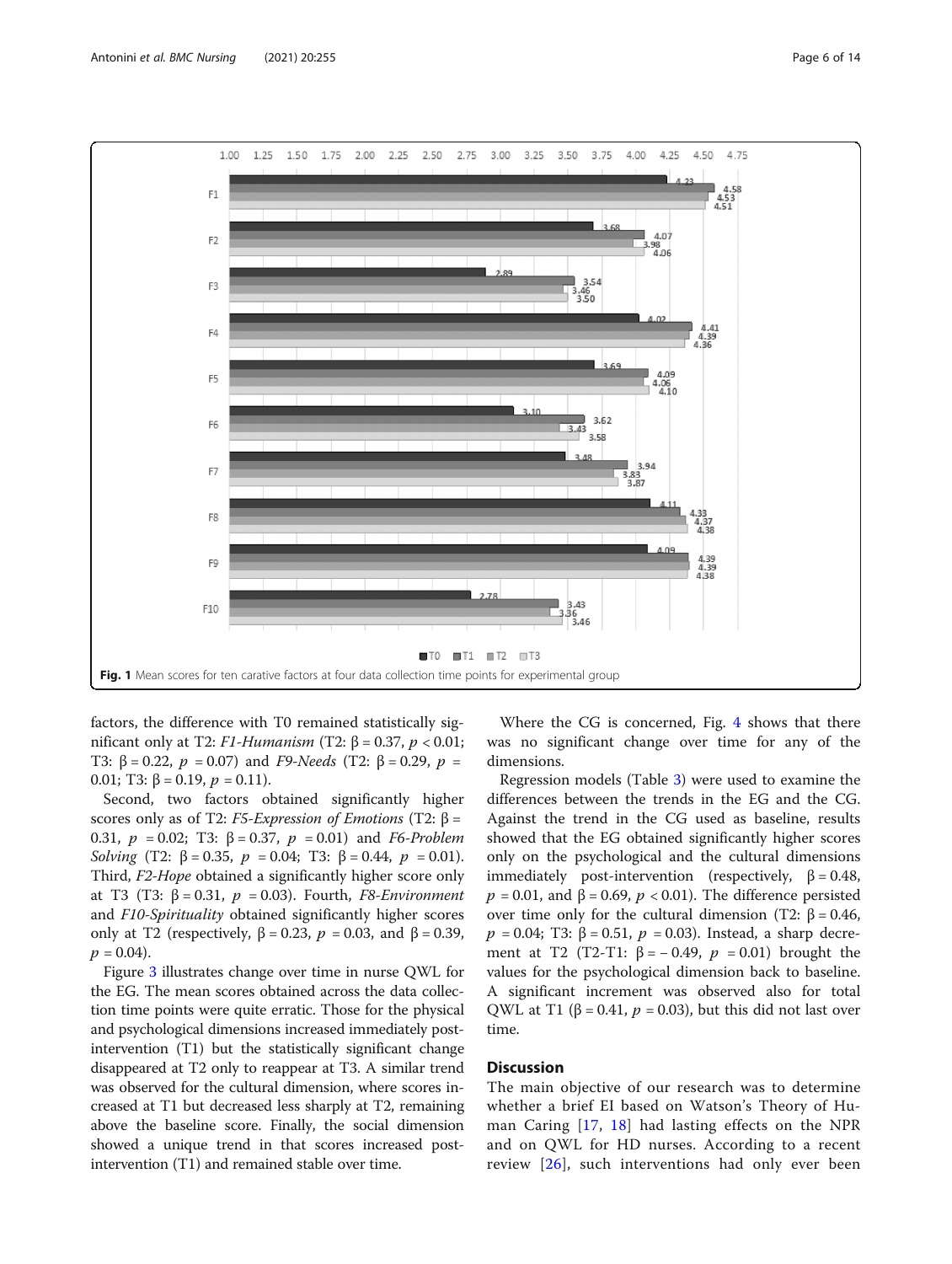Fig. 1 Mean scores for ten carative factors at four data collection time points for experimental group

factors, the difference with T0 remained statistically significant only at T2: *F1-Humanism* (T2: β = 0.37, $p < 0.01$; T3: β = 0.22, $p = 0.07$) and *F9-Needs* (T2: β = 0.29, $p = 0.01$; T3: β = 0.19, $p = 0.11$).

Second, two factors obtained significantly higher scores only as of T2: *F5-Expression of Emotions* (T2: β = 0.31, $p = 0.02$; T3: β = 0.37, $p = 0.01$) and *F6-Problem Solving* (T2: β = 0.35, $p = 0.04$; T3: β = 0.44, $p = 0.01$). Third, *F2-Hope* obtained a significantly higher score only at T3 (T3: β = 0.31, $p = 0.03$). Fourth, *F8-Environment* and *F10-Spirituality* obtained significantly higher scores only at T2 (respectively, β = 0.23, $p = 0.03$, and β = 0.39, $p = 0.04$).

Figure 3 illustrates change over time in nurse QWL for the EG. The mean scores obtained across the data collection time points were quite erratic. Those for the physical and psychological dimensions increased immediately post-intervention (T1) but the statistically significant change disappeared at T2 only to reappear at T3. A similar trend was observed for the cultural dimension, where scores increased at T1 but decreased less sharply at T2, remaining above the baseline score. Finally, the social dimension showed a unique trend in that scores increased post-intervention (T1) and remained stable over time.

Where the CG is concerned, Fig. 4 shows that there was no significant change over time for any of the dimensions.

Regression models (Table 3) were used to examine the differences between the trends in the EG and the CG. Against the trend in the CG used as baseline, results showed that the EG obtained significantly higher scores only on the psychological and the cultural dimensions immediately post-intervention (respectively, β = 0.48, $p = 0.01$, and β = 0.69, $p < 0.01$). The difference persisted over time only for the cultural dimension (T2: β = 0.46, $p = 0.04$; T3: β = 0.51, $p = 0.03$). Instead, a sharp decrement at T2 (T2-T1: β = − 0.49, $p = 0.01$) brought the values for the psychological dimension back to baseline. A significant increment was observed also for total QWL at T1 (β = 0.41, $p = 0.03$), but this did not last over time.

## Discussion

The main objective of our research was to determine whether a brief EI based on Watson's Theory of Human Caring [17, 18] had lasting effects on the NPR and on QWL for HD nurses. According to a recent review [26], such interventions had only ever been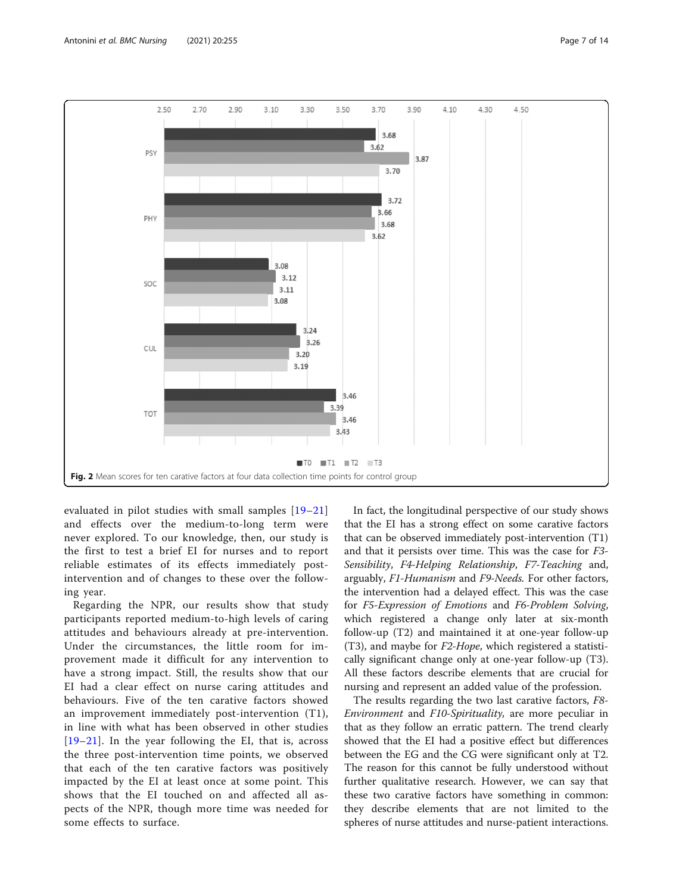Fig. 2 Mean scores for ten carative factors at four data collection time points for control group

evaluated in pilot studies with small samples [19–21] and effects over the medium-to-long term were never explored. To our knowledge, then, our study is the first to test a brief EI for nurses and to report reliable estimates of its effects immediately post-intervention and of changes to these over the following year.

Regarding the NPR, our results show that study participants reported medium-to-high levels of caring attitudes and behaviours already at pre-intervention. Under the circumstances, the little room for improvement made it difficult for any intervention to have a strong impact. Still, the results show that our EI had a clear effect on nurse caring attitudes and behaviours. Five of the ten carative factors showed an improvement immediately post-intervention (T1), in line with what has been observed in other studies [19–21]. In the year following the EI, that is, across the three post-intervention time points, we observed that each of the ten carative factors was positively impacted by the EI at least once at some point. This shows that the EI touched on and affected all aspects of the NPR, though more time was needed for some effects to surface.

In fact, the longitudinal perspective of our study shows that the EI has a strong effect on some carative factors that can be observed immediately post-intervention (T1) and that it persists over time. This was the case for *F3-Sensibility*, *F4-Helping Relationship*, *F7-Teaching* and, arguably, *F1-Humanism* and *F9-Needs*. For other factors, the intervention had a delayed effect. This was the case for *F5-Expression of Emotions* and *F6-Problem Solving*, which registered a change only later at six-month follow-up (T2) and maintained it at one-year follow-up (T3), and maybe for *F2-Hope*, which registered a statistically significant change only at one-year follow-up (T3). All these factors describe elements that are crucial for nursing and represent an added value of the profession.

The results regarding the two last carative factors, *F8-Environment* and *F10-Spirituality*, are more peculiar in that as they follow an erratic pattern. The trend clearly showed that the EI had a positive effect but differences between the EG and the CG were significant only at T2. The reason for this cannot be fully understood without further qualitative research. However, we can say that these two carative factors have something in common: they describe elements that are not limited to the spheres of nurse attitudes and nurse-patient interactions.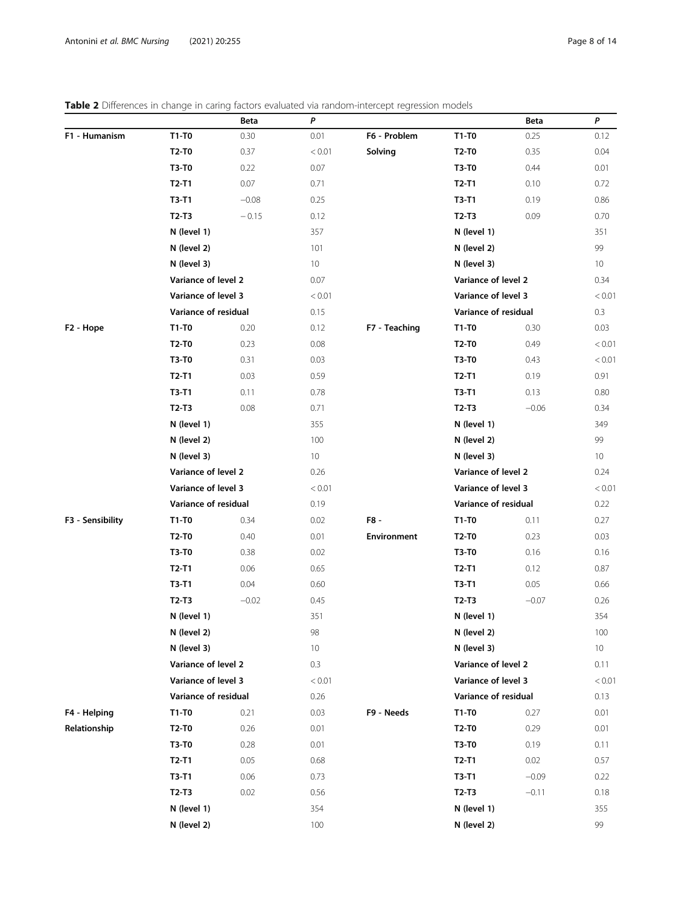**Table 2** Differences in change in caring factors evaluated via random-intercept regression models

| | | Beta | *P* | | | Beta | *P* |
|---|---|---|---|---|---|---|---|
| **F1 - Humanism** | **T1-T0** | 0.30 | 0.01 | **F6 - Problem Solving** | **T1-T0** | 0.25 | 0.12 |
| | **T2-T0** | 0.37 | < 0.01 | | **T2-T0** | 0.35 | 0.04 |
| | **T3-T0** | 0.22 | 0.07 | | **T3-T0** | 0.44 | 0.01 |
| | **T2-T1** | 0.07 | 0.71 | | **T2-T1** | 0.10 | 0.72 |
| | **T3-T1** | −0.08 | 0.25 | | **T3-T1** | 0.19 | 0.86 |
| | **T2-T3** | − 0.15 | 0.12 | | **T2-T3** | 0.09 | 0.70 |
| | **N (level 1)** | | 357 | | **N (level 1)** | | 351 |
| | **N (level 2)** | | 101 | | **N (level 2)** | | 99 |
| | **N (level 3)** | | 10 | | **N (level 3)** | | 10 |
| | **Variance of level 2** | | 0.07 | | **Variance of level 2** | | 0.34 |
| | **Variance of level 3** | | < 0.01 | | **Variance of level 3** | | < 0.01 |
| | **Variance of residual** | | 0.15 | | **Variance of residual** | | 0.3 |
| **F2 - Hope** | **T1-T0** | 0.20 | 0.12 | **F7 - Teaching** | **T1-T0** | 0.30 | 0.03 |
| | **T2-T0** | 0.23 | 0.08 | | **T2-T0** | 0.49 | < 0.01 |
| | **T3-T0** | 0.31 | 0.03 | | **T3-T0** | 0.43 | < 0.01 |
| | **T2-T1** | 0.03 | 0.59 | | **T2-T1** | 0.19 | 0.91 |
| | **T3-T1** | 0.11 | 0.78 | | **T3-T1** | 0.13 | 0.80 |
| | **T2-T3** | 0.08 | 0.71 | | **T2-T3** | −0.06 | 0.34 |
| | **N (level 1)** | | 355 | | **N (level 1)** | | 349 |
| | **N (level 2)** | | 100 | | **N (level 2)** | | 99 |
| | **N (level 3)** | | 10 | | **N (level 3)** | | 10 |
| | **Variance of level 2** | | 0.26 | | **Variance of level 2** | | 0.24 |
| | **Variance of level 3** | | < 0.01 | | **Variance of level 3** | | < 0.01 |
| | **Variance of residual** | | 0.19 | | **Variance of residual** | | 0.22 |
| **F3 - Sensibility** | **T1-T0** | 0.34 | 0.02 | **F8 - Environment** | **T1-T0** | 0.11 | 0.27 |
| | **T2-T0** | 0.40 | 0.01 | | **T2-T0** | 0.23 | 0.03 |
| | **T3-T0** | 0.38 | 0.02 | | **T3-T0** | 0.16 | 0.16 |
| | **T2-T1** | 0.06 | 0.65 | | **T2-T1** | 0.12 | 0.87 |
| | **T3-T1** | 0.04 | 0.60 | | **T3-T1** | 0.05 | 0.66 |
| | **T2-T3** | −0.02 | 0.45 | | **T2-T3** | −0.07 | 0.26 |
| | **N (level 1)** | | 351 | | **N (level 1)** | | 354 |
| | **N (level 2)** | | 98 | | **N (level 2)** | | 100 |
| | **N (level 3)** | | 10 | | **N (level 3)** | | 10 |
| | **Variance of level 2** | | 0.3 | | **Variance of level 2** | | 0.11 |
| | **Variance of level 3** | | < 0.01 | | **Variance of level 3** | | < 0.01 |
| | **Variance of residual** | | 0.26 | | **Variance of residual** | | 0.13 |
| **F4 - Helping Relationship** | **T1-T0** | 0.21 | 0.03 | **F9 - Needs** | **T1-T0** | 0.27 | 0.01 |
| | **T2-T0** | 0.26 | 0.01 | | **T2-T0** | 0.29 | 0.01 |
| | **T3-T0** | 0.28 | 0.01 | | **T3-T0** | 0.19 | 0.11 |
| | **T2-T1** | 0.05 | 0.68 | | **T2-T1** | 0.02 | 0.57 |
| | **T3-T1** | 0.06 | 0.73 | | **T3-T1** | −0.09 | 0.22 |
| | **T2-T3** | 0.02 | 0.56 | | **T2-T3** | −0.11 | 0.18 |
| | **N (level 1)** | | 354 | | **N (level 1)** | | 355 |
| | **N (level 2)** | | 100 | | **N (level 2)** | | 99 |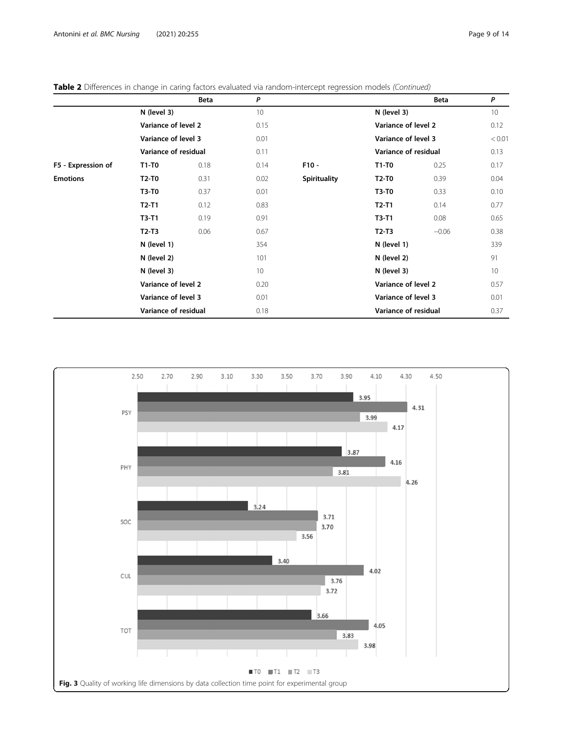**Table 2** Differences in change in caring factors evaluated via random-intercept regression models *(Continued)*

| | | Beta | *P* | | | Beta | *P* |
|---|---|---|---|---|---|---|---|
| | **N (level 3)** | | 10 | | **N (level 3)** | | 10 |
| | **Variance of level 2** | | 0.15 | | **Variance of level 2** | | 0.12 |
| | **Variance of level 3** | | 0.01 | | **Variance of level 3** | | < 0.01 |
| | **Variance of residual** | | 0.11 | | **Variance of residual** | | 0.13 |
| **F5 - Expression of Emotions** | **T1-T0** | 0.18 | 0.14 | **F10 - Spirituality** | **T1-T0** | 0.25 | 0.17 |
| | **T2-T0** | 0.31 | 0.02 | | **T2-T0** | 0.39 | 0.04 |
| | **T3-T0** | 0.37 | 0.01 | | **T3-T0** | 0.33 | 0.10 |
| | **T2-T1** | 0.12 | 0.83 | | **T2-T1** | 0.14 | 0.77 |
| | **T3-T1** | 0.19 | 0.91 | | **T3-T1** | 0.08 | 0.65 |
| | **T2-T3** | 0.06 | 0.67 | | **T2-T3** | −0.06 | 0.38 |
| | **N (level 1)** | | 354 | | **N (level 1)** | | 339 |
| | **N (level 2)** | | 101 | | **N (level 2)** | | 91 |
| | **N (level 3)** | | 10 | | **N (level 3)** | | 10 |
| | **Variance of level 2** | | 0.20 | | **Variance of level 2** | | 0.57 |
| | **Variance of level 3** | | 0.01 | | **Variance of level 3** | | 0.01 |
| | **Variance of residual** | | 0.18 | | **Variance of residual** | | 0.37 |

| | T0 | T1 | T2 | T3 |
|---|---|---|---|---|
| PSY | 3.95 | 4.31 | 3.99 | 4.17 |
| PHY | 3.87 | 4.16 | 3.81 | 4.26 |
| SOC | 3.24 | 3.71 | 3.70 | 3.56 |
| CUL | 3.40 | 4.02 | 3.76 | 3.72 |
| TOT | 3.66 | 4.05 | 3.83 | 3.98 |

**Fig. 3** Quality of working life dimensions by data collection time point for experimental group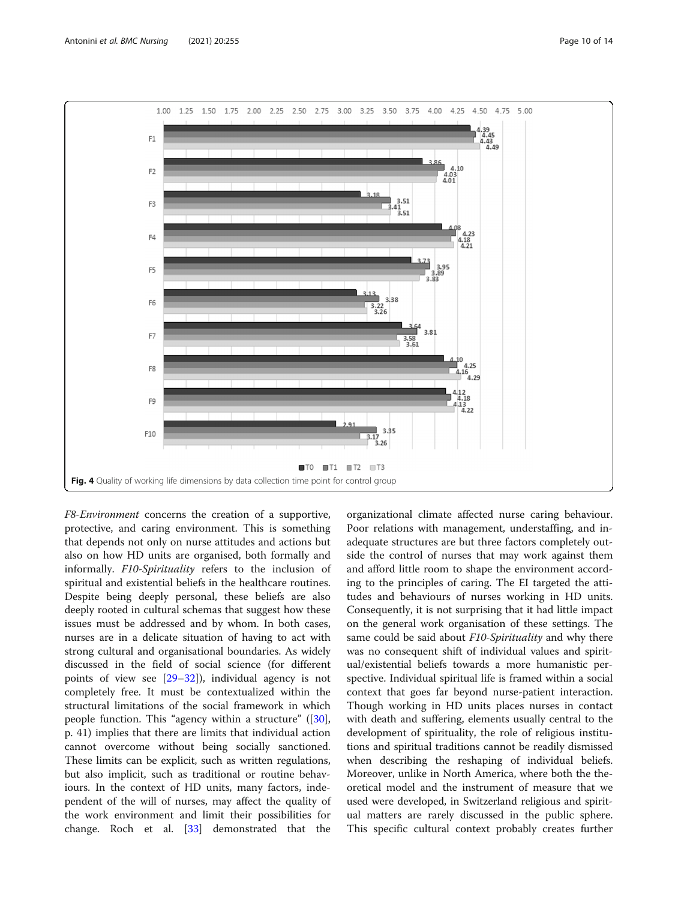**Fig. 4** Quality of working life dimensions by data collection time point for control group

*F8-Environment* concerns the creation of a supportive, protective, and caring environment. This is something that depends not only on nurse attitudes and actions but also on how HD units are organised, both formally and informally. *F10-Spirituality* refers to the inclusion of spiritual and existential beliefs in the healthcare routines. Despite being deeply personal, these beliefs are also deeply rooted in cultural schemas that suggest how these issues must be addressed and by whom. In both cases, nurses are in a delicate situation of having to act with strong cultural and organisational boundaries. As widely discussed in the field of social science (for different points of view see [29–32]), individual agency is not completely free. It must be contextualized within the structural limitations of the social framework in which people function. This "agency within a structure" ([30], p. 41) implies that there are limits that individual action cannot overcome without being socially sanctioned. These limits can be explicit, such as written regulations, but also implicit, such as traditional or routine behaviours. In the context of HD units, many factors, independent of the will of nurses, may affect the quality of the work environment and limit their possibilities for change. Roch et al. [33] demonstrated that the organizational climate affected nurse caring behaviour. Poor relations with management, understaffing, and inadequate structures are but three factors completely outside the control of nurses that may work against them and afford little room to shape the environment according to the principles of caring. The EI targeted the attitudes and behaviours of nurses working in HD units. Consequently, it is not surprising that it had little impact on the general work organisation of these settings. The same could be said about *F10-Spirituality* and why there was no consequent shift of individual values and spiritual/existential beliefs towards a more humanistic perspective. Individual spiritual life is framed within a social context that goes far beyond nurse-patient interaction. Though working in HD units places nurses in contact with death and suffering, elements usually central to the development of spirituality, the role of religious institutions and spiritual traditions cannot be readily dismissed when describing the reshaping of individual beliefs. Moreover, unlike in North America, where both the theoretical model and the instrument of measure that we used were developed, in Switzerland religious and spiritual matters are rarely discussed in the public sphere. This specific cultural context probably creates further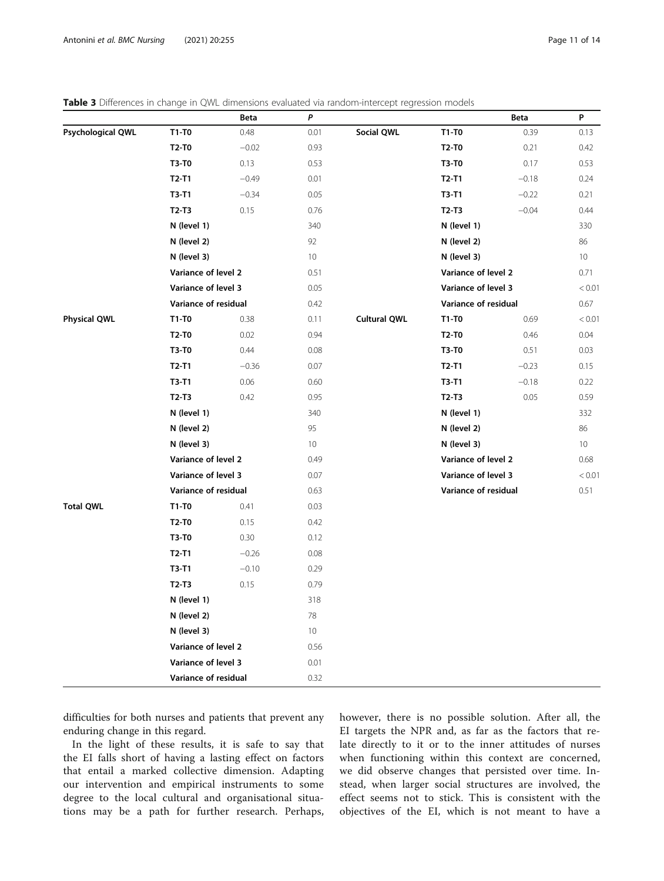**Table 3** Differences in change in QWL dimensions evaluated via random-intercept regression models

| | | Beta | *P* | | | Beta | P |
|---|---|---|---|---|---|---|---|
| **Psychological QWL** | **T1-T0** | 0.48 | 0.01 | **Social QWL** | **T1-T0** | 0.39 | 0.13 |
| | **T2-T0** | −0.02 | 0.93 | | **T2-T0** | 0.21 | 0.42 |
| | **T3-T0** | 0.13 | 0.53 | | **T3-T0** | 0.17 | 0.53 |
| | **T2-T1** | −0.49 | 0.01 | | **T2-T1** | −0.18 | 0.24 |
| | **T3-T1** | −0.34 | 0.05 | | **T3-T1** | −0.22 | 0.21 |
| | **T2-T3** | 0.15 | 0.76 | | **T2-T3** | −0.04 | 0.44 |
| | **N (level 1)** | | 340 | | **N (level 1)** | | 330 |
| | **N (level 2)** | | 92 | | **N (level 2)** | | 86 |
| | **N (level 3)** | | 10 | | **N (level 3)** | | 10 |
| | **Variance of level 2** | | 0.51 | | **Variance of level 2** | | 0.71 |
| | **Variance of level 3** | | 0.05 | | **Variance of level 3** | | < 0.01 |
| | **Variance of residual** | | 0.42 | | **Variance of residual** | | 0.67 |
| **Physical QWL** | **T1-T0** | 0.38 | 0.11 | **Cultural QWL** | **T1-T0** | 0.69 | < 0.01 |
| | **T2-T0** | 0.02 | 0.94 | | **T2-T0** | 0.46 | 0.04 |
| | **T3-T0** | 0.44 | 0.08 | | **T3-T0** | 0.51 | 0.03 |
| | **T2-T1** | −0.36 | 0.07 | | **T2-T1** | −0.23 | 0.15 |
| | **T3-T1** | 0.06 | 0.60 | | **T3-T1** | −0.18 | 0.22 |
| | **T2-T3** | 0.42 | 0.95 | | **T2-T3** | 0.05 | 0.59 |
| | **N (level 1)** | | 340 | | **N (level 1)** | | 332 |
| | **N (level 2)** | | 95 | | **N (level 2)** | | 86 |
| | **N (level 3)** | | 10 | | **N (level 3)** | | 10 |
| | **Variance of level 2** | | 0.49 | | **Variance of level 2** | | 0.68 |
| | **Variance of level 3** | | 0.07 | | **Variance of level 3** | | < 0.01 |
| | **Variance of residual** | | 0.63 | | **Variance of residual** | | 0.51 |
| **Total QWL** | **T1-T0** | 0.41 | 0.03 | | | | |
| | **T2-T0** | 0.15 | 0.42 | | | | |
| | **T3-T0** | 0.30 | 0.12 | | | | |
| | **T2-T1** | −0.26 | 0.08 | | | | |
| | **T3-T1** | −0.10 | 0.29 | | | | |
| | **T2-T3** | 0.15 | 0.79 | | | | |
| | **N (level 1)** | | 318 | | | | |
| | **N (level 2)** | | 78 | | | | |
| | **N (level 3)** | | 10 | | | | |
| | **Variance of level 2** | | 0.56 | | | | |
| | **Variance of level 3** | | 0.01 | | | | |
| | **Variance of residual** | | 0.32 | | | | |

difficulties for both nurses and patients that prevent any enduring change in this regard.

In the light of these results, it is safe to say that the EI falls short of having a lasting effect on factors that entail a marked collective dimension. Adapting our intervention and empirical instruments to some degree to the local cultural and organisational situations may be a path for further research. Perhaps, however, there is no possible solution. After all, the EI targets the NPR and, as far as the factors that relate directly to it or to the inner attitudes of nurses when functioning within this context are concerned, we did observe changes that persisted over time. Instead, when larger social structures are involved, the effect seems not to stick. This is consistent with the objectives of the EI, which is not meant to have a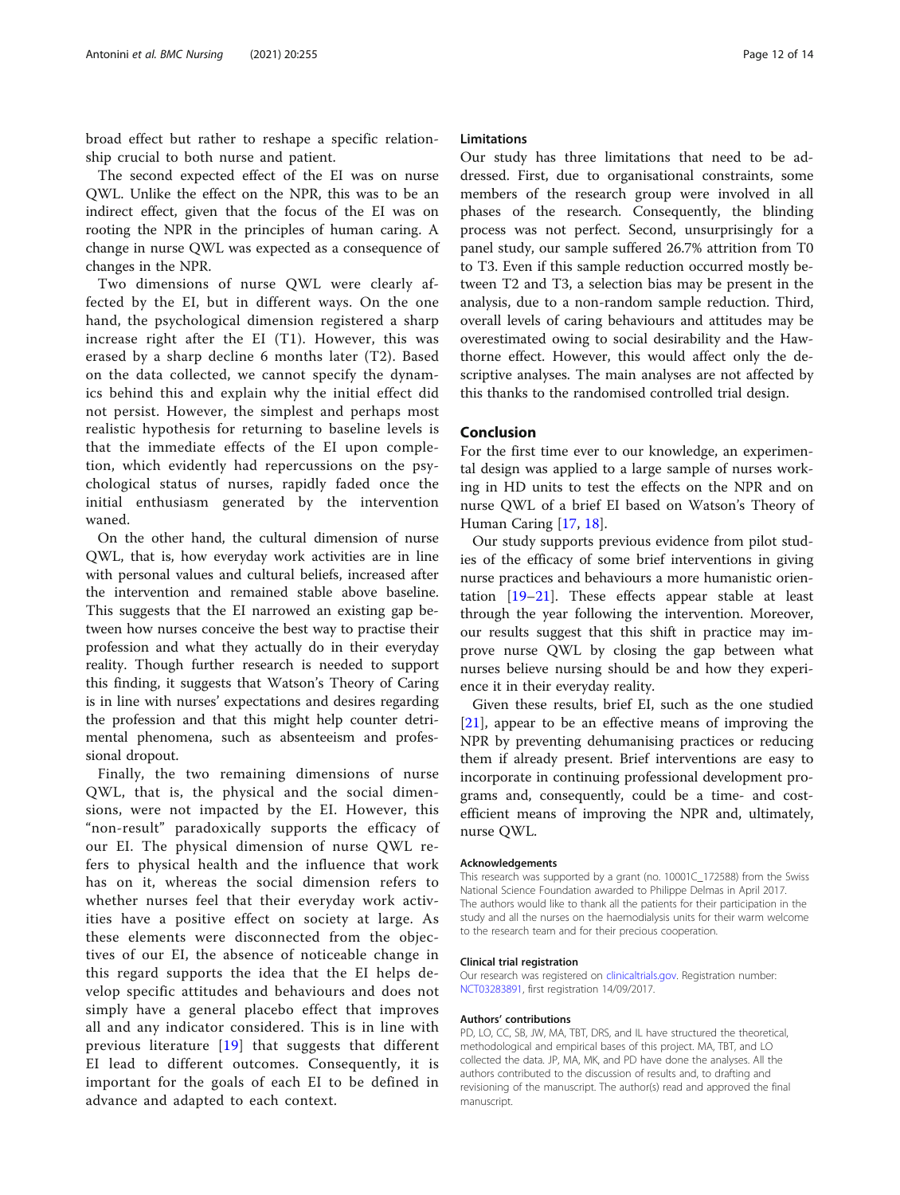broad effect but rather to reshape a specific relationship crucial to both nurse and patient.

The second expected effect of the EI was on nurse QWL. Unlike the effect on the NPR, this was to be an indirect effect, given that the focus of the EI was on rooting the NPR in the principles of human caring. A change in nurse QWL was expected as a consequence of changes in the NPR.

Two dimensions of nurse QWL were clearly affected by the EI, but in different ways. On the one hand, the psychological dimension registered a sharp increase right after the EI (T1). However, this was erased by a sharp decline 6 months later (T2). Based on the data collected, we cannot specify the dynamics behind this and explain why the initial effect did not persist. However, the simplest and perhaps most realistic hypothesis for returning to baseline levels is that the immediate effects of the EI upon completion, which evidently had repercussions on the psychological status of nurses, rapidly faded once the initial enthusiasm generated by the intervention waned.

On the other hand, the cultural dimension of nurse QWL, that is, how everyday work activities are in line with personal values and cultural beliefs, increased after the intervention and remained stable above baseline. This suggests that the EI narrowed an existing gap between how nurses conceive the best way to practise their profession and what they actually do in their everyday reality. Though further research is needed to support this finding, it suggests that Watson's Theory of Caring is in line with nurses' expectations and desires regarding the profession and that this might help counter detrimental phenomena, such as absenteeism and professional dropout.

Finally, the two remaining dimensions of nurse QWL, that is, the physical and the social dimensions, were not impacted by the EI. However, this "non-result" paradoxically supports the efficacy of our EI. The physical dimension of nurse QWL refers to physical health and the influence that work has on it, whereas the social dimension refers to whether nurses feel that their everyday work activities have a positive effect on society at large. As these elements were disconnected from the objectives of our EI, the absence of noticeable change in this regard supports the idea that the EI helps develop specific attitudes and behaviours and does not simply have a general placebo effect that improves all and any indicator considered. This is in line with previous literature [19] that suggests that different EI lead to different outcomes. Consequently, it is important for the goals of each EI to be defined in advance and adapted to each context.

### Limitations

Our study has three limitations that need to be addressed. First, due to organisational constraints, some members of the research group were involved in all phases of the research. Consequently, the blinding process was not perfect. Second, unsurprisingly for a panel study, our sample suffered 26.7% attrition from T0 to T3. Even if this sample reduction occurred mostly between T2 and T3, a selection bias may be present in the analysis, due to a non-random sample reduction. Third, overall levels of caring behaviours and attitudes may be overestimated owing to social desirability and the Hawthorne effect. However, this would affect only the descriptive analyses. The main analyses are not affected by this thanks to the randomised controlled trial design.

## Conclusion

For the first time ever to our knowledge, an experimental design was applied to a large sample of nurses working in HD units to test the effects on the NPR and on nurse QWL of a brief EI based on Watson's Theory of Human Caring [17, 18].

Our study supports previous evidence from pilot studies of the efficacy of some brief interventions in giving nurse practices and behaviours a more humanistic orientation [19–21]. These effects appear stable at least through the year following the intervention. Moreover, our results suggest that this shift in practice may improve nurse QWL by closing the gap between what nurses believe nursing should be and how they experience it in their everyday reality.

Given these results, brief EI, such as the one studied [21], appear to be an effective means of improving the NPR by preventing dehumanising practices or reducing them if already present. Brief interventions are easy to incorporate in continuing professional development programs and, consequently, could be a time- and cost-efficient means of improving the NPR and, ultimately, nurse QWL.

#### Acknowledgements

This research was supported by a grant (no. 10001C_172588) from the Swiss National Science Foundation awarded to Philippe Delmas in April 2017. The authors would like to thank all the patients for their participation in the study and all the nurses on the haemodialysis units for their warm welcome to the research team and for their precious cooperation.

#### Clinical trial registration

Our research was registered on clinicaltrials.gov. Registration number: NCT03283891, first registration 14/09/2017.

#### Authors' contributions

PD, LO, CC, SB, JW, MA, TBT, DRS, and IL have structured the theoretical, methodological and empirical bases of this project. MA, TBT, and LO collected the data. JP, MA, MK, and PD have done the analyses. All the authors contributed to the discussion of results and, to drafting and revisioning of the manuscript. The author(s) read and approved the final manuscript.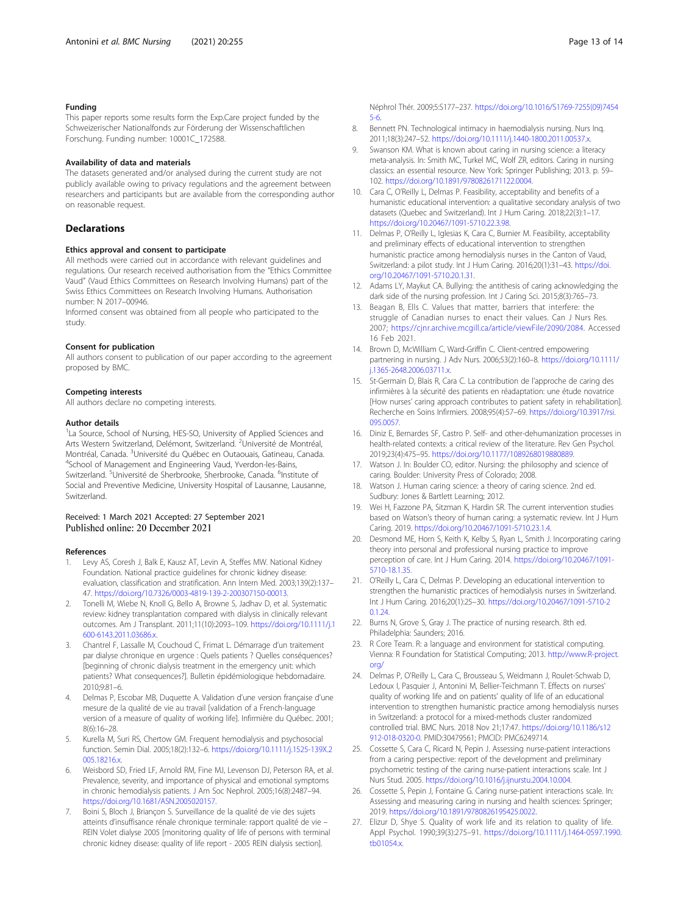### Funding

This paper reports some results form the Exp.Care project funded by the Schweizerischer Nationalfonds zur Förderung der Wissenschaftlichen Forschung. Funding number: 10001C_172588.

### Availability of data and materials

The datasets generated and/or analysed during the current study are not publicly available owing to privacy regulations and the agreement between researchers and participants but are available from the corresponding author on reasonable request.

## Declarations

### Ethics approval and consent to participate

All methods were carried out in accordance with relevant guidelines and regulations. Our research received authorisation from the "Ethics Committee Vaud" (Vaud Ethics Committees on Research Involving Humans) part of the Swiss Ethics Committees on Research Involving Humans. Authorisation number: N 2017–00946.

Informed consent was obtained from all people who participated to the study.

### Consent for publication

All authors consent to publication of our paper according to the agreement proposed by BMC.

### Competing interests

All authors declare no competing interests.

### Author details

[1]La Source, School of Nursing, HES-SO, University of Applied Sciences and Arts Western Switzerland, Delémont, Switzerland. [2]Université de Montréal, Montréal, Canada. [3]Université du Québec en Outaouais, Gatineau, Canada. [4]School of Management and Engineering Vaud, Yverdon-les-Bains, Switzerland. [5]Université de Sherbrooke, Sherbrooke, Canada. [6]Institute of Social and Preventive Medicine, University Hospital of Lausanne, Lausanne, Switzerland.

Received: 1 March 2021 Accepted: 27 September 2021
Published online: 20 December 2021

### References

1. Levy AS, Coresh J, Balk E, Kausz AT, Levin A, Steffes MW. National Kidney Foundation. National practice guidelines for chronic kidney disease: evaluation, classification and stratification. Ann Intern Med. 2003;139(2):137–47. https://doi.org/10.7326/0003-4819-139-2-200307150-00013.
2. Tonelli M, Wiebe N, Knoll G, Bello A, Browne S, Jadhav D, et al. Systematic review: kidney transplantation compared with dialysis in clinically relevant outcomes. Am J Transplant. 2011;11(10):2093–109. https://doi.org/10.1111/j.1600-6143.2011.03686.x.
3. Chantrel F, Lassalle M, Couchoud C, Frimat L. Démarrage d'un traitement par dialyse chronique en urgence : Quels patients ? Quelles conséquences? [beginning of chronic dialysis treatment in the emergency unit: which patients? What consequences?]. Bulletin épidémiologique hebdomadaire. 2010;9:81–6.
4. Delmas P, Escobar MB, Duquette A. Validation d'une version française d'une mesure de la qualité de vie au travail [validation of a French-language version of a measure of quality of working life]. Infirmière du Québec. 2001;8(6):16–28.
5. Kurella M, Suri RS, Chertow GM. Frequent hemodialysis and psychosocial function. Semin Dial. 2005;18(2):132–6. https://doi.org/10.1111/j.1525-139X.2005.18216.x.
6. Weisbord SD, Fried LF, Arnold RM, Fine MJ, Levenson DJ, Peterson RA, et al. Prevalence, severity, and importance of physical and emotional symptoms in chronic hemodialysis patients. J Am Soc Nephrol. 2005;16(8):2487–94. https://doi.org/10.1681/ASN.2005020157.
7. Boini S, Bloch J, Briançon S. Surveillance de la qualité de vie des sujets atteints d'insuffisance rénale chronique terminale: rapport qualité de vie – REIN Volet dialyse 2005 [monitoring quality of life of persons with terminal chronic kidney disease: quality of life report - 2005 REIN dialysis section]. Néphrol Thér. 2009;5:S177–237. https://doi.org/10.1016/S1769-7255(09)74545-6.
8. Bennett PN. Technological intimacy in haemodialysis nursing. Nurs Inq. 2011;18(3):247–52. https://doi.org/10.1111/j.1440-1800.2011.00537.x.
9. Swanson KM. What is known about caring in nursing science: a literacy meta-analysis. In: Smith MC, Turkel MC, Wolf ZR, editors. Caring in nursing classics: an essential resource. New York: Springer Publishing; 2013. p. 59–102. https://doi.org/10.1891/9780826171122.0004.
10. Cara C, O'Reilly L, Delmas P. Feasibility, acceptability and benefits of a humanistic educational intervention: a qualitative secondary analysis of two datasets (Quebec and Switzerland). Int J Hum Caring. 2018;22(3):1–17. https://doi.org/10.20467/1091-5710.22.3.98.
11. Delmas P, O'Reilly L, Iglesias K, Cara C, Burnier M. Feasibility, acceptability and preliminary effects of educational intervention to strengthen humanistic practice among hemodialysis nurses in the Canton of Vaud, Switzerland: a pilot study. Int J Hum Caring. 2016;20(1):31–43. https://doi.org/10.20467/1091-5710.20.1.31.
12. Adams LY, Maykut CA. Bullying: the antithesis of caring acknowledging the dark side of the nursing profession. Int J Caring Sci. 2015;8(3):765–73.
13. Beagan B, Ells C. Values that matter, barriers that interfere: the struggle of Canadian nurses to enact their values. Can J Nurs Res. 2007; https://cjnr.archive.mcgill.ca/article/viewFile/2090/2084. Accessed 16 Feb 2021.
14. Brown D, McWilliam C, Ward-Griffin C. Client-centred empowering partnering in nursing. J Adv Nurs. 2006;53(2):160–8. https://doi.org/10.1111/j.1365-2648.2006.03711.x.
15. St-Germain D, Blais R, Cara C. La contribution de l'approche de caring des infirmières à la sécurité des patients en réadaptation: une étude novatrice [How nurses' caring approach contributes to patient safety in rehabilitation]. Recherche en Soins Infirmiers. 2008;95(4):57–69. https://doi.org/10.3917/rsi.095.0057.
16. Diniz E, Bernardes SF, Castro P. Self- and other-dehumanization processes in health-related contexts: a critical review of the literature. Rev Gen Psychol. 2019;23(4):475–95. https://doi.org/10.1177/1089268019880889.
17. Watson J. In: Boulder CO, editor. Nursing: the philosophy and science of caring. Boulder: University Press of Colorado; 2008.
18. Watson J. Human caring science: a theory of caring science. 2nd ed. Sudbury: Jones & Bartlett Learning; 2012.
19. Wei H, Fazzone PA, Sitzman K, Hardin SR. The current intervention studies based on Watson's theory of human caring: a systematic review. Int J Hum Caring. 2019. https://doi.org/10.20467/1091-5710.23.1.4.
20. Desmond ME, Horn S, Keith K, Kelby S, Ryan L, Smith J. Incorporating caring theory into personal and professional nursing practice to improve perception of care. Int J Hum Caring. 2014. https://doi.org/10.20467/1091-5710-18.1.35.
21. O'Reilly L, Cara C, Delmas P. Developing an educational intervention to strengthen the humanistic practices of hemodialysis nurses in Switzerland. Int J Hum Caring. 2016;20(1):25–30. https://doi.org/10.20467/1091-5710-20.1.24.
22. Burns N, Grove S, Gray J. The practice of nursing research. 8th ed. Philadelphia: Saunders; 2016.
23. R Core Team. R: a language and environment for statistical computing. Vienna: R Foundation for Statistical Computing; 2013. http://www.R-project.org/
24. Delmas P, O'Reilly L, Cara C, Brousseau S, Weidmann J, Roulet-Schwab D, Ledoux I, Pasquier J, Antonini M, Bellier-Teichmann T. Effects on nurses' quality of working life and on patients' quality of life of an educational intervention to strengthen humanistic practice among hemodialysis nurses in Switzerland: a protocol for a mixed-methods cluster randomized controlled trial. BMC Nurs. 2018 Nov 21;17:47. https://doi.org/10.1186/s12912-018-0320-0. PMID:30479561; PMCID: PMC6249714.
25. Cossette S, Cara C, Ricard N, Pepin J. Assessing nurse-patient interactions from a caring perspective: report of the development and preliminary psychometric testing of the caring nurse-patient interactions scale. Int J Nurs Stud. 2005. https://doi.org/10.1016/j.ijnurstu.2004.10.004.
26. Cossette S, Pepin J, Fontaine G. Caring nurse-patient interactions scale. In: Assessing and measuring caring in nursing and health sciences: Springer; 2019. https://doi.org/10.1891/9780826195425.0022.
27. Elizur D, Shye S. Quality of work life and its relation to quality of life. Appl Psychol. 1990;39(3):275–91. https://doi.org/10.1111/j.1464-0597.1990.tb01054.x.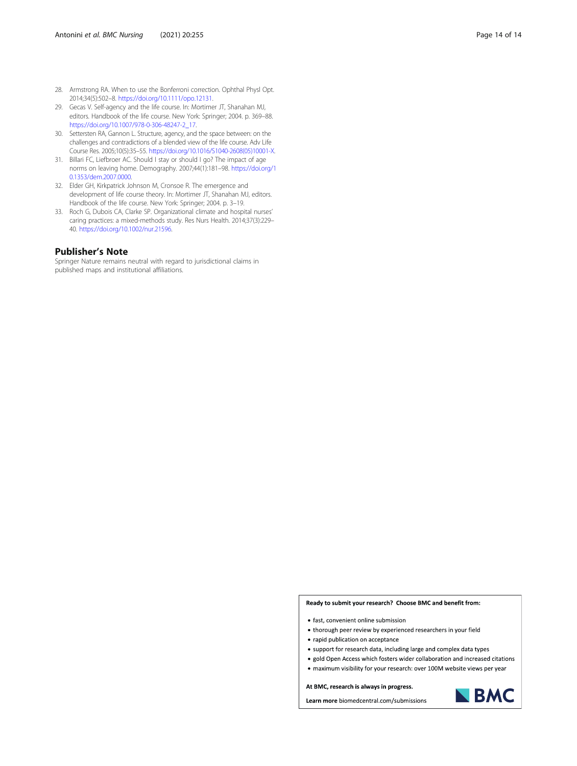28. Armstrong RA. When to use the Bonferroni correction. Ophthal Physl Opt. 2014;34(5):502–8. https://doi.org/10.1111/opo.12131.
29. Gecas V. Self-agency and the life course. In: Mortimer JT, Shanahan MJ, editors. Handbook of the life course. New York: Springer; 2004. p. 369–88. https://doi.org/10.1007/978-0-306-48247-2_17.
30. Settersten RA, Gannon L. Structure, agency, and the space between: on the challenges and contradictions of a blended view of the life course. Adv Life Course Res. 2005;10(5):35–55. https://doi.org/10.1016/S1040-2608(05)10001-X.
31. Billari FC, Liefbroer AC. Should I stay or should I go? The impact of age norms on leaving home. Demography. 2007;44(1):181–98. https://doi.org/10.1353/dem.2007.0000.
32. Elder GH, Kirkpatrick Johnson M, Cronsoe R. The emergence and development of life course theory. In: Mortimer JT, Shanahan MJ, editors. Handbook of the life course. New York: Springer; 2004. p. 3–19.
33. Roch G, Dubois CA, Clarke SP. Organizational climate and hospital nurses' caring practices: a mixed-methods study. Res Nurs Health. 2014;37(3):229–40. https://doi.org/10.1002/nur.21596.

## Publisher's Note

Springer Nature remains neutral with regard to jurisdictional claims in published maps and institutional affiliations.

**Ready to submit your research? Choose BMC and benefit from:**

- fast, convenient online submission
- thorough peer review by experienced researchers in your field
- rapid publication on acceptance
- support for research data, including large and complex data types
- gold Open Access which fosters wider collaboration and increased citations
- maximum visibility for your research: over 100M website views per year

**At BMC, research is always in progress.**

**Learn more** biomedcentral.com/submissions